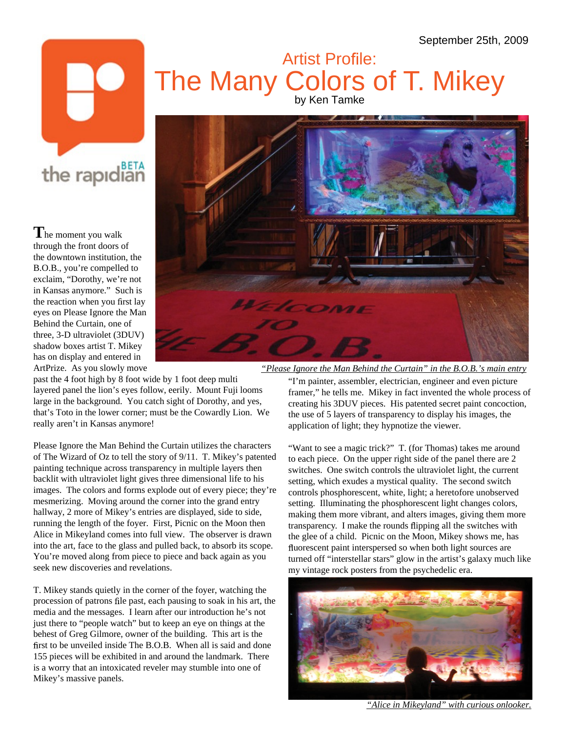September 25th, 2009

the rapidian BETA

# Artist Profile: The Many Colors of T. Mikey

by Ken Tamke

The moment you walk through the front doors of the downtown institution, the B.O.B., you're compelled to exclaim, "Dorothy, we're not in Kansas anymore." Such is the reaction when you first lay eyes on Please Ignore the Man Behind the Curtain, one of three, 3-D ultraviolet (3DUV) shadow boxes artist T. Mikey has on display and entered in ArtPrize. As you slowly move past the 4 foot high by 8 foot wide by 1 foot deep multi layered panel the lion's eyes follow, eerily. Mount Fuji looms large in the background. You catch sight of Dorothy, and yes, that's Toto in the lower corner; must be the Cowardly Lion. We really aren't in Kansas anymore!

*"Please Ignore the Man Behind the Curtain" in the B.O.B.'s main entry*

Please Ignore the Man Behind the Curtain utilizes the characters of The Wizard of Oz to tell the story of 9/11. T. Mikey's patented painting technique across transparency in multiple layers then backlit with ultraviolet light gives three dimensional life to his images. The colors and forms explode out of every piece; they're mesmerizing. Moving around the corner into the grand entry hallway, 2 more of Mikey's entries are displayed, side to side, running the length of the foyer. First, Picnic on the Moon then Alice in Mikeyland comes into full view. The observer is drawn into the art, face to the glass and pulled back, to absorb its scope. You're moved along from piece to piece and back again as you seek new discoveries and revelations.

T. Mikey stands quietly in the corner of the foyer, watching the procession of patrons file past, each pausing to soak in his art, the media and the messages. I learn after our introduction he's not just there to "people watch" but to keep an eye on things at the behest of Greg Gilmore, owner of the building. This art is the first to be unveiled inside The B.O.B. When all is said and done 155 pieces will be exhibited in and around the landmark. There is a worry that an intoxicated reveler may stumble into one of Mikey's massive panels.

"I'm painter, assembler, electrician, engineer and even picture framer," he tells me. Mikey in fact invented the whole process of creating his 3DUV pieces. His patented secret paint concoction, the use of 5 layers of transparency to display his images, the application of light; they hypnotize the viewer.

"Want to see a magic trick?" T. (for Thomas) takes me around to each piece. On the upper right side of the panel there are 2 switches. One switch controls the ultraviolet light, the current setting, which exudes a mystical quality. The second switch controls phosphorescent, white, light; a heretofore unobserved setting. Illuminating the phosphorescent light changes colors, making them more vibrant, and alters images, giving them more transparency. I make the rounds flipping all the switches with the glee of a child. Picnic on the Moon, Mikey shows me, has fluorescent paint interspersed so when both light sources are turned off "interstellar stars" glow in the artist's galaxy much like my vintage rock posters from the psychedelic era.

*"Alice in Mikeyland" with curious onlooker.*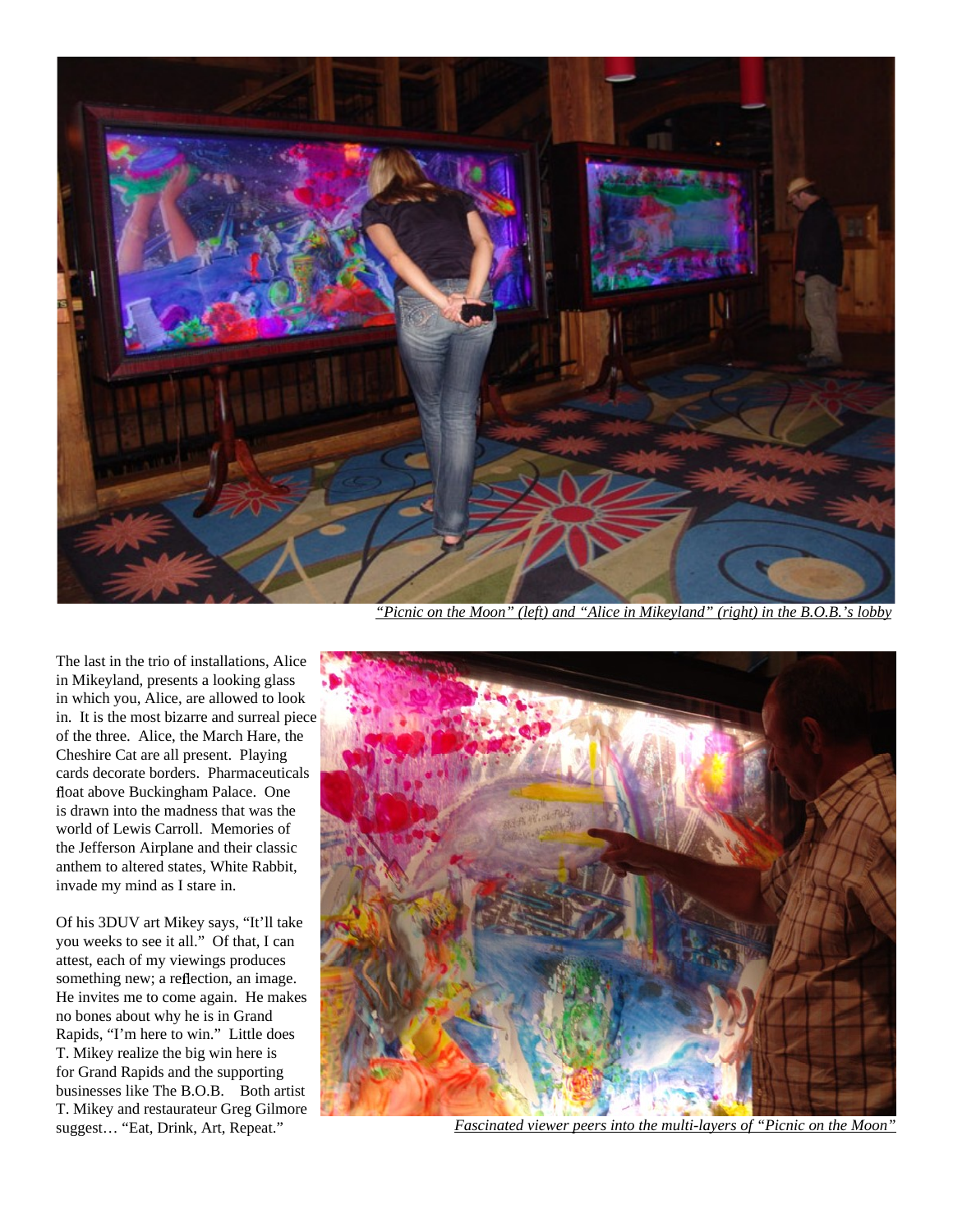*"Picnic on the Moon" (left) and "Alice in Mikeyland" (right) in the B.O.B.'s lobby*

The last in the trio of installations, Alice in Mikeyland, presents a looking glass in which you, Alice, are allowed to look in. It is the most bizarre and surreal piece of the three. Alice, the March Hare, the Cheshire Cat are all present. Playing cards decorate borders. Pharmaceuticals float above Buckingham Palace. One is drawn into the madness that was the world of Lewis Carroll. Memories of the Jefferson Airplane and their classic anthem to altered states, White Rabbit, invade my mind as I stare in.

Of his 3DUV art Mikey says, "It'll take you weeks to see it all." Of that, I can attest, each of my viewings produces something new; a reflection, an image. He invites me to come again. He makes no bones about why he is in Grand Rapids, "I'm here to win." Little does T. Mikey realize the big win here is for Grand Rapids and the supporting businesses like The B.O.B. Both artist T. Mikey and restaurateur Greg Gilmore suggest… "Eat, Drink, Art, Repeat."

*Fascinated viewer peers into the multi-layers of "Picnic on the Moon"*